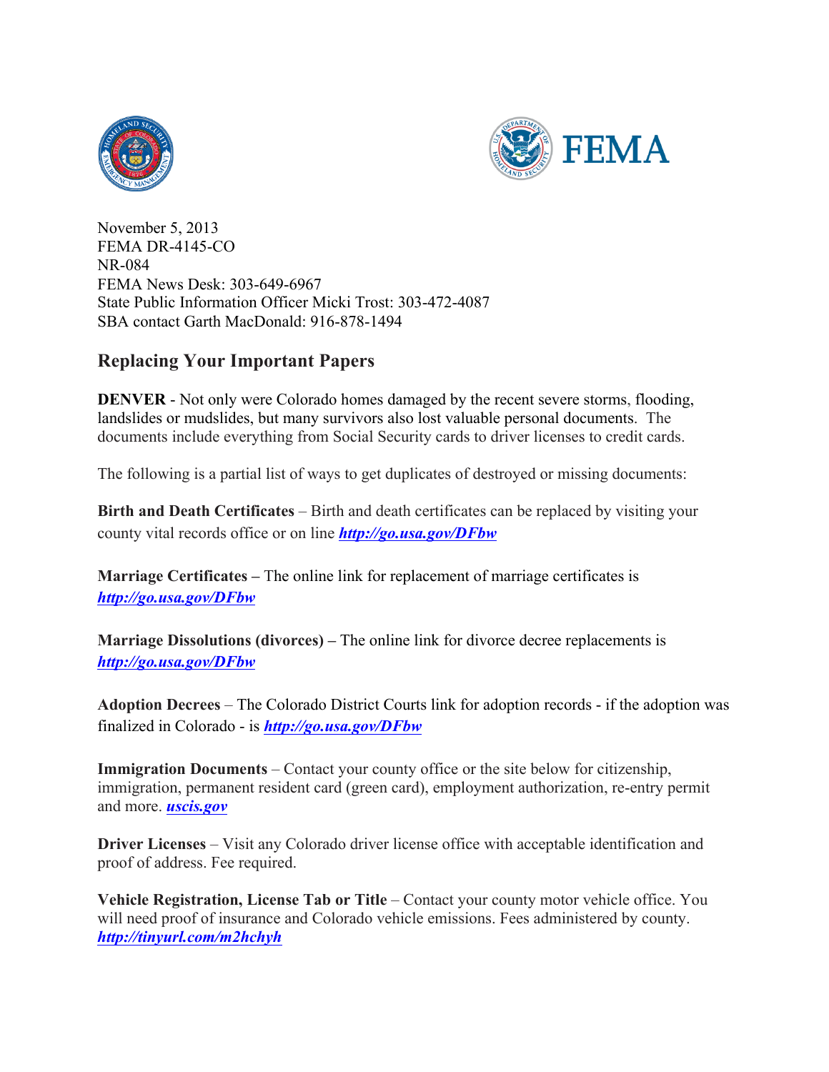November 5, 2013
FEMA DR-4145-CO
NR-084
FEMA News Desk: 303-649-6967
State Public Information Officer Micki Trost: 303-472-4087
SBA contact Garth MacDonald: 916-878-1494

## Replacing Your Important Papers

**DENVER** - Not only were Colorado homes damaged by the recent severe storms, flooding, landslides or mudslides, but many survivors also lost valuable personal documents. The documents include everything from Social Security cards to driver licenses to credit cards.

The following is a partial list of ways to get duplicates of destroyed or missing documents:

**Birth and Death Certificates** – Birth and death certificates can be replaced by visiting your county vital records office or on line ***http://go.usa.gov/DFbw***

**Marriage Certificates –** The online link for replacement of marriage certificates is ***http://go.usa.gov/DFbw***

**Marriage Dissolutions (divorces) –** The online link for divorce decree replacements is ***http://go.usa.gov/DFbw***

**Adoption Decrees** – The Colorado District Courts link for adoption records - if the adoption was finalized in Colorado - is ***http://go.usa.gov/DFbw***

**Immigration Documents** – Contact your county office or the site below for citizenship, immigration, permanent resident card (green card), employment authorization, re-entry permit and more. ***uscis.gov***

**Driver Licenses** – Visit any Colorado driver license office with acceptable identification and proof of address. Fee required.

**Vehicle Registration, License Tab or Title** – Contact your county motor vehicle office. You will need proof of insurance and Colorado vehicle emissions. Fees administered by county. ***http://tinyurl.com/m2hchyh***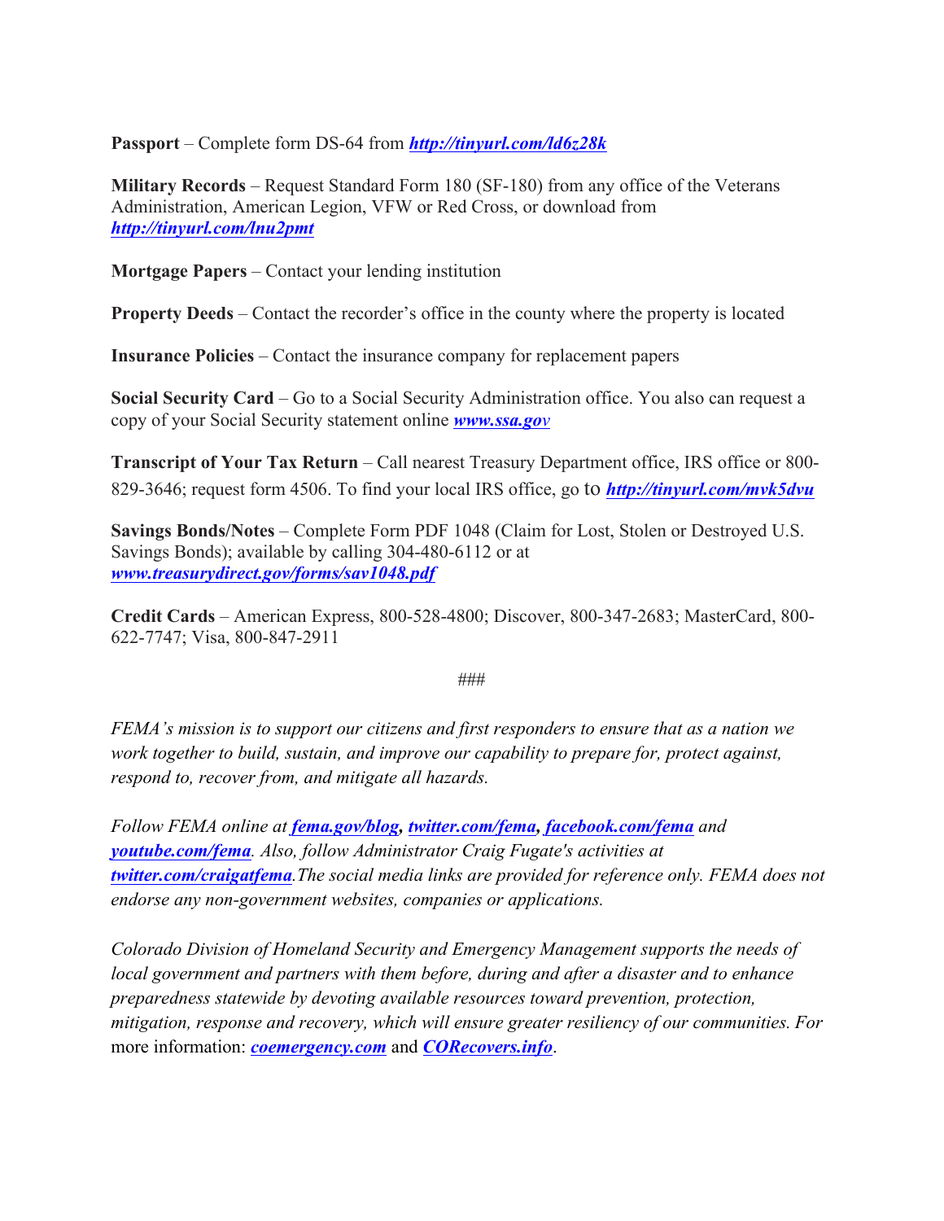**Passport** – Complete form DS-64 from ***http://tinyurl.com/ld6z28k***

**Military Records** – Request Standard Form 180 (SF-180) from any office of the Veterans Administration, American Legion, VFW or Red Cross, or download from ***http://tinyurl.com/lnu2pmt***

**Mortgage Papers** – Contact your lending institution

**Property Deeds** – Contact the recorder's office in the county where the property is located

**Insurance Policies** – Contact the insurance company for replacement papers

**Social Security Card** – Go to a Social Security Administration office. You also can request a copy of your Social Security statement online ***www.ssa.gov***

**Transcript of Your Tax Return** – Call nearest Treasury Department office, IRS office or 800-829-3646; request form 4506. To find your local IRS office, go to ***http://tinyurl.com/mvk5dvu***

**Savings Bonds/Notes** – Complete Form PDF 1048 (Claim for Lost, Stolen or Destroyed U.S. Savings Bonds); available by calling 304-480-6112 or at ***www.treasurydirect.gov/forms/sav1048.pdf***

**Credit Cards** – American Express, 800-528-4800; Discover, 800-347-2683; MasterCard, 800-622-7747; Visa, 800-847-2911

###

*FEMA's mission is to support our citizens and first responders to ensure that as a nation we work together to build, sustain, and improve our capability to prepare for, protect against, respond to, recover from, and mitigate all hazards.*

*Follow FEMA online at **fema.gov/blog**, **twitter.com/fema**, **facebook.com/fema** and **youtube.com/fema**. Also, follow Administrator Craig Fugate's activities at **twitter.com/craigatfema**.The social media links are provided for reference only. FEMA does not endorse any non-government websites, companies or applications.*

*Colorado Division of Homeland Security and Emergency Management supports the needs of local government and partners with them before, during and after a disaster and to enhance preparedness statewide by devoting available resources toward prevention, protection, mitigation, response and recovery, which will ensure greater resiliency of our communities. For* more information: ***coemergency.com*** and ***CORecovers.info***.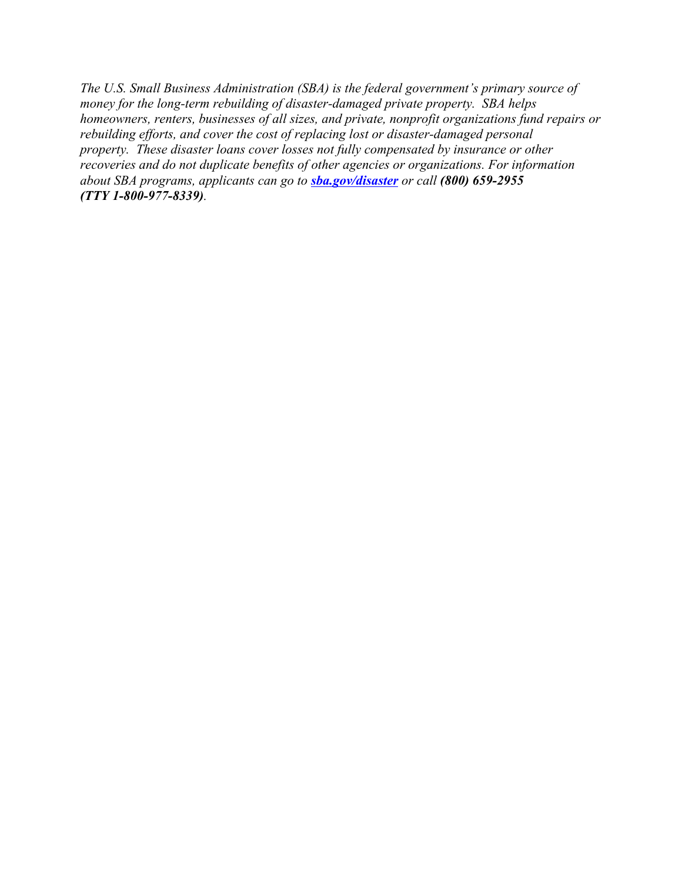*The U.S. Small Business Administration (SBA) is the federal government's primary source of money for the long-term rebuilding of disaster-damaged private property. SBA helps homeowners, renters, businesses of all sizes, and private, nonprofit organizations fund repairs or rebuilding efforts, and cover the cost of replacing lost or disaster-damaged personal property. These disaster loans cover losses not fully compensated by insurance or other recoveries and do not duplicate benefits of other agencies or organizations. For information about SBA programs, applicants can go to* ***sba.gov/disaster*** *or call* ***(800) 659-2955 (TTY 1-800-977-8339)****.*